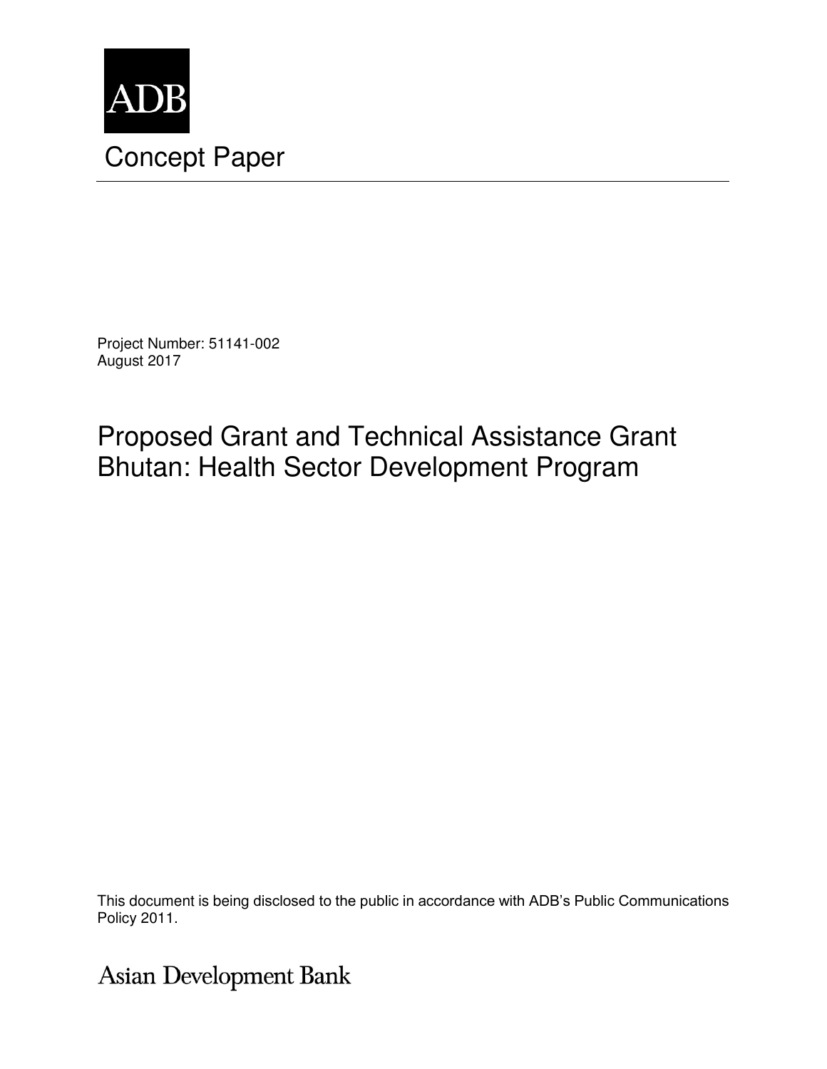ADB

# Concept Paper

Project Number: 51141-002
August 2017

## Proposed Grant and Technical Assistance Grant
## Bhutan: Health Sector Development Program

This document is being disclosed to the public in accordance with ADB's Public Communications Policy 2011.

Asian Development Bank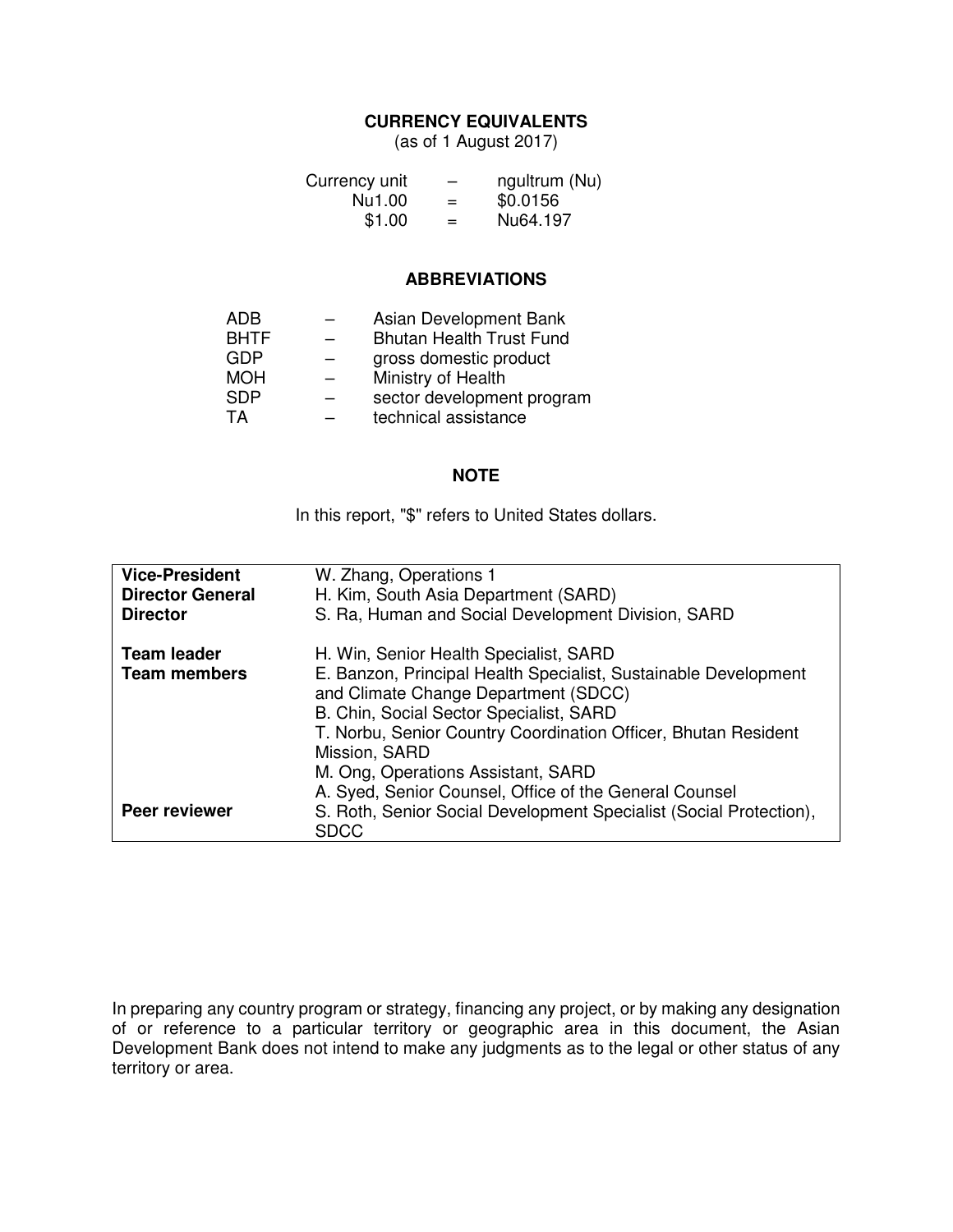## CURRENCY EQUIVALENTS

(as of 1 August 2017)

| | | |
|---|---|---|
| Currency unit | – | ngultrum (Nu) |
| Nu1.00 | = | $0.0156 |
| $1.00 | = | Nu64.197 |

## ABBREVIATIONS

| | | |
|---|---|---|
| ADB | – | Asian Development Bank |
| BHTF | – | Bhutan Health Trust Fund |
| GDP | – | gross domestic product |
| MOH | – | Ministry of Health |
| SDP | – | sector development program |
| TA | – | technical assistance |

## NOTE

In this report, "$" refers to United States dollars.

| | |
|---|---|
| **Vice-President** | W. Zhang, Operations 1 |
| **Director General** | H. Kim, South Asia Department (SARD) |
| **Director** | S. Ra, Human and Social Development Division, SARD |
| **Team leader** | H. Win, Senior Health Specialist, SARD |
| **Team members** | E. Banzon, Principal Health Specialist, Sustainable Development and Climate Change Department (SDCC) |
| | B. Chin, Social Sector Specialist, SARD |
| | T. Norbu, Senior Country Coordination Officer, Bhutan Resident Mission, SARD |
| | M. Ong, Operations Assistant, SARD |
| | A. Syed, Senior Counsel, Office of the General Counsel |
| **Peer reviewer** | S. Roth, Senior Social Development Specialist (Social Protection), SDCC |

In preparing any country program or strategy, financing any project, or by making any designation of or reference to a particular territory or geographic area in this document, the Asian Development Bank does not intend to make any judgments as to the legal or other status of any territory or area.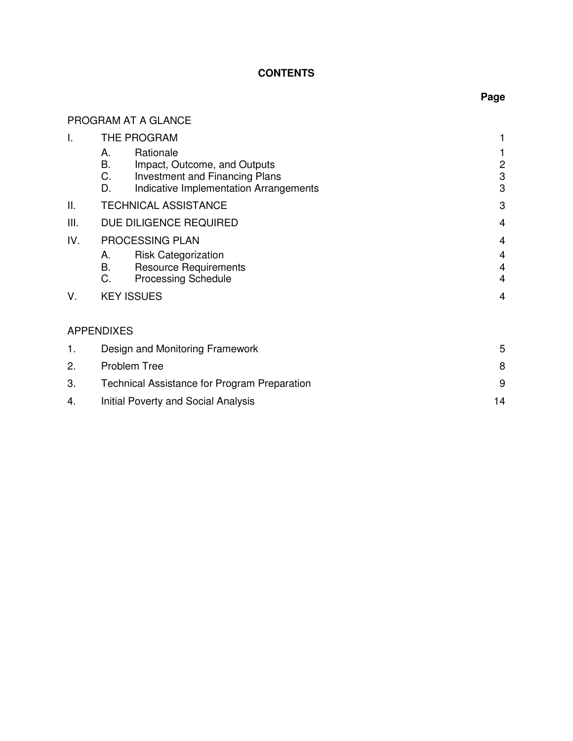# CONTENTS

| | | Page |
|---|---|---|
| PROGRAM AT A GLANCE | | |
| I. | THE PROGRAM | 1 |
| | A. Rationale | 1 |
| | B. Impact, Outcome, and Outputs | 2 |
| | C. Investment and Financing Plans | 3 |
| | D. Indicative Implementation Arrangements | 3 |
| II. | TECHNICAL ASSISTANCE | 3 |
| III. | DUE DILIGENCE REQUIRED | 4 |
| IV. | PROCESSING PLAN | 4 |
| | A. Risk Categorization | 4 |
| | B. Resource Requirements | 4 |
| | C. Processing Schedule | 4 |
| V. | KEY ISSUES | 4 |

APPENDIXES

| | | |
|---|---|---|
| 1. | Design and Monitoring Framework | 5 |
| 2. | Problem Tree | 8 |
| 3. | Technical Assistance for Program Preparation | 9 |
| 4. | Initial Poverty and Social Analysis | 14 |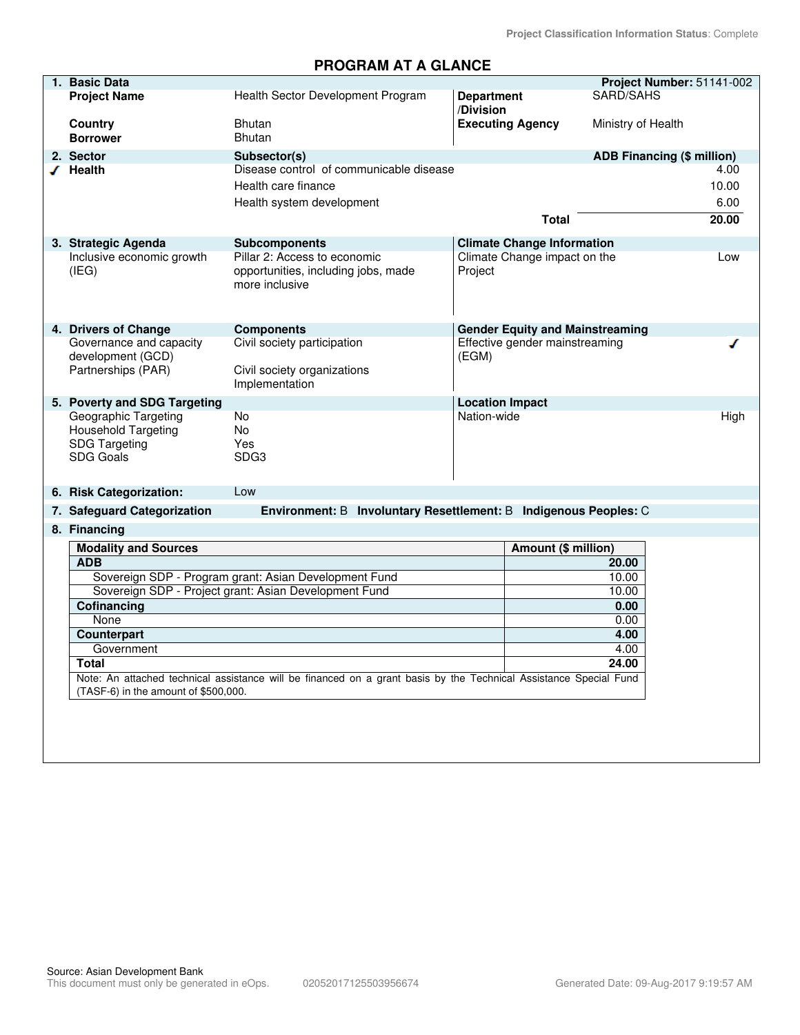Project Classification Information Status: Complete

# PROGRAM AT A GLANCE

| 1. Basic Data | | | Project Number: 51141-002 |
|---|---|---|---|
| Project Name | Health Sector Development Program | Department /Division | SARD/SAHS |
| Country | Bhutan | Executing Agency | Ministry of Health |
| Borrower | Bhutan | | |

| 2. Sector | Subsector(s) | ADB Financing ($ million) |
|---|---|---|
| ✓ Health | Disease control of communicable disease | 4.00 |
| | Health care finance | 10.00 |
| | Health system development | 6.00 |
| | Total | 20.00 |

| 3. Strategic Agenda | Subcomponents | Climate Change Information | |
|---|---|---|---|
| Inclusive economic growth (IEG) | Pillar 2: Access to economic opportunities, including jobs, made more inclusive | Climate Change impact on the Project | Low |

| 4. Drivers of Change | Components | Gender Equity and Mainstreaming | |
|---|---|---|---|
| Governance and capacity development (GCD) | Civil society participation | Effective gender mainstreaming (EGM) | ✓ |
| Partnerships (PAR) | Civil society organizations Implementation | | |

| 5. Poverty and SDG Targeting | | Location Impact | |
|---|---|---|---|
| Geographic Targeting | No | Nation-wide | High |
| Household Targeting | No | | |
| SDG Targeting | Yes | | |
| SDG Goals | SDG3 | | |

**6. Risk Categorization:** Low

**7. Safeguard Categorization** **Environment:** B **Involuntary Resettlement:** B **Indigenous Peoples:** C

**8. Financing**

| Modality and Sources | Amount ($ million) |
|---|---|
| **ADB** | **20.00** |
| Sovereign SDP - Program grant: Asian Development Fund | 10.00 |
| Sovereign SDP - Project grant: Asian Development Fund | 10.00 |
| **Cofinancing** | **0.00** |
| None | 0.00 |
| **Counterpart** | **4.00** |
| Government | 4.00 |
| **Total** | **24.00** |

Note: An attached technical assistance will be financed on a grant basis by the Technical Assistance Special Fund (TASF-6) in the amount of $500,000.

Source: Asian Development Bank

This document must only be generated in eOps. 02052017125503956674 Generated Date: 09-Aug-2017 9:19:57 AM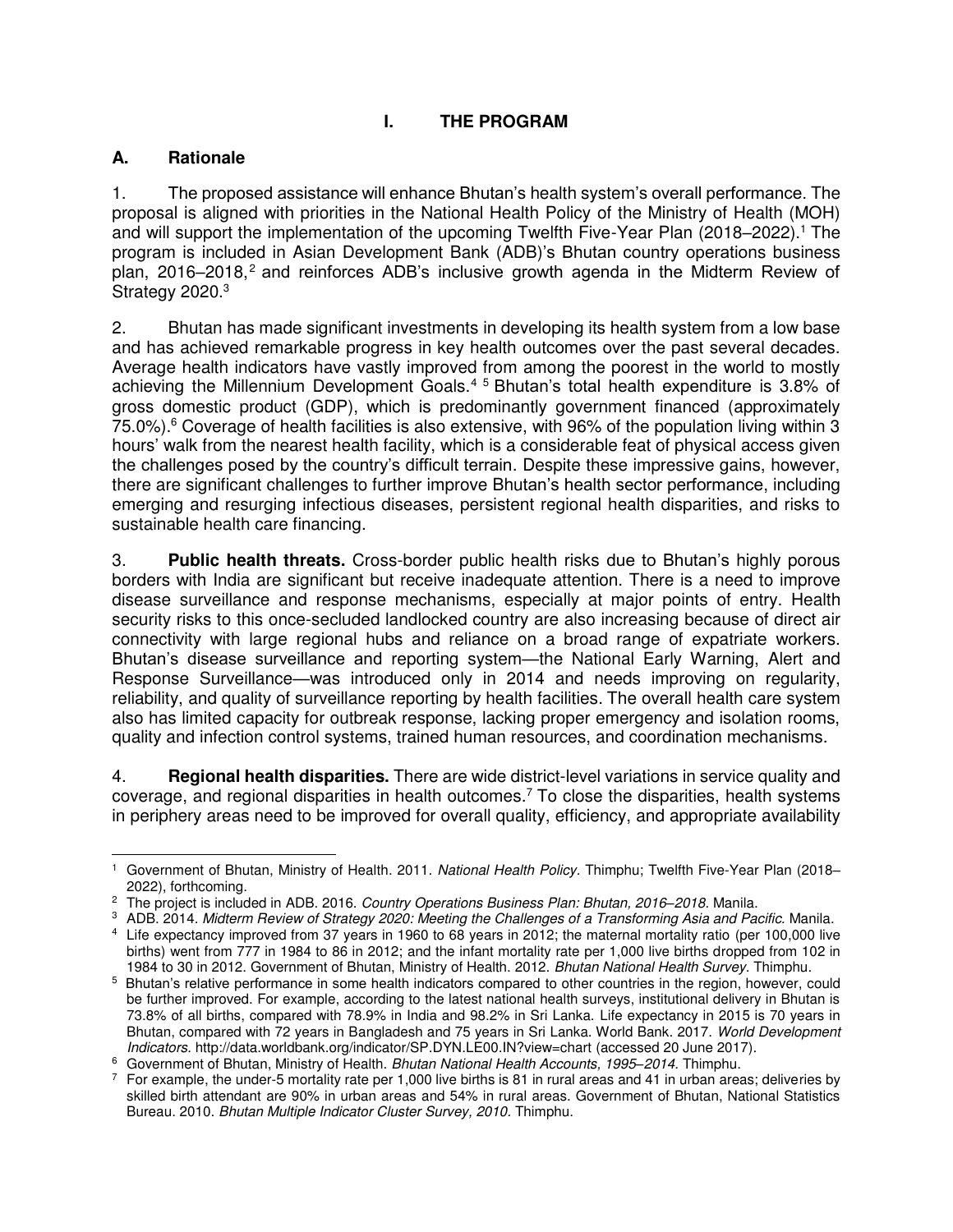## I. THE PROGRAM

### A. Rationale

1. The proposed assistance will enhance Bhutan's health system's overall performance. The proposal is aligned with priorities in the National Health Policy of the Ministry of Health (MOH) and will support the implementation of the upcoming Twelfth Five-Year Plan (2018–2022).[1] The program is included in Asian Development Bank (ADB)'s Bhutan country operations business plan, 2016–2018,[2] and reinforces ADB's inclusive growth agenda in the Midterm Review of Strategy 2020.[3]

2. Bhutan has made significant investments in developing its health system from a low base and has achieved remarkable progress in key health outcomes over the past several decades. Average health indicators have vastly improved from among the poorest in the world to mostly achieving the Millennium Development Goals.[4] [5] Bhutan's total health expenditure is 3.8% of gross domestic product (GDP), which is predominantly government financed (approximately 75.0%).[6] Coverage of health facilities is also extensive, with 96% of the population living within 3 hours' walk from the nearest health facility, which is a considerable feat of physical access given the challenges posed by the country's difficult terrain. Despite these impressive gains, however, there are significant challenges to further improve Bhutan's health sector performance, including emerging and resurging infectious diseases, persistent regional health disparities, and risks to sustainable health care financing.

3. **Public health threats.** Cross-border public health risks due to Bhutan's highly porous borders with India are significant but receive inadequate attention. There is a need to improve disease surveillance and response mechanisms, especially at major points of entry. Health security risks to this once-secluded landlocked country are also increasing because of direct air connectivity with large regional hubs and reliance on a broad range of expatriate workers. Bhutan's disease surveillance and reporting system—the National Early Warning, Alert and Response Surveillance—was introduced only in 2014 and needs improving on regularity, reliability, and quality of surveillance reporting by health facilities. The overall health care system also has limited capacity for outbreak response, lacking proper emergency and isolation rooms, quality and infection control systems, trained human resources, and coordination mechanisms.

4. **Regional health disparities.** There are wide district-level variations in service quality and coverage, and regional disparities in health outcomes.[7] To close the disparities, health systems in periphery areas need to be improved for overall quality, efficiency, and appropriate availability

---

[1] Government of Bhutan, Ministry of Health. 2011. *National Health Policy.* Thimphu; Twelfth Five-Year Plan (2018–2022), forthcoming.

[2] The project is included in ADB. 2016. *Country Operations Business Plan: Bhutan, 2016–2018.* Manila.

[3] ADB. 2014. *Midterm Review of Strategy 2020: Meeting the Challenges of a Transforming Asia and Pacific.* Manila.

[4] Life expectancy improved from 37 years in 1960 to 68 years in 2012; the maternal mortality ratio (per 100,000 live births) went from 777 in 1984 to 86 in 2012; and the infant mortality rate per 1,000 live births dropped from 102 in 1984 to 30 in 2012. Government of Bhutan, Ministry of Health. 2012. *Bhutan National Health Survey.* Thimphu.

[5] Bhutan's relative performance in some health indicators compared to other countries in the region, however, could be further improved. For example, according to the latest national health surveys, institutional delivery in Bhutan is 73.8% of all births, compared with 78.9% in India and 98.2% in Sri Lanka. Life expectancy in 2015 is 70 years in Bhutan, compared with 72 years in Bangladesh and 75 years in Sri Lanka. World Bank. 2017. *World Development Indicators.* http://data.worldbank.org/indicator/SP.DYN.LE00.IN?view=chart (accessed 20 June 2017).

[6] Government of Bhutan, Ministry of Health. *Bhutan National Health Accounts, 1995–2014.* Thimphu.

[7] For example, the under-5 mortality rate per 1,000 live births is 81 in rural areas and 41 in urban areas; deliveries by skilled birth attendant are 90% in urban areas and 54% in rural areas. Government of Bhutan, National Statistics Bureau. 2010. *Bhutan Multiple Indicator Cluster Survey, 2010.* Thimphu.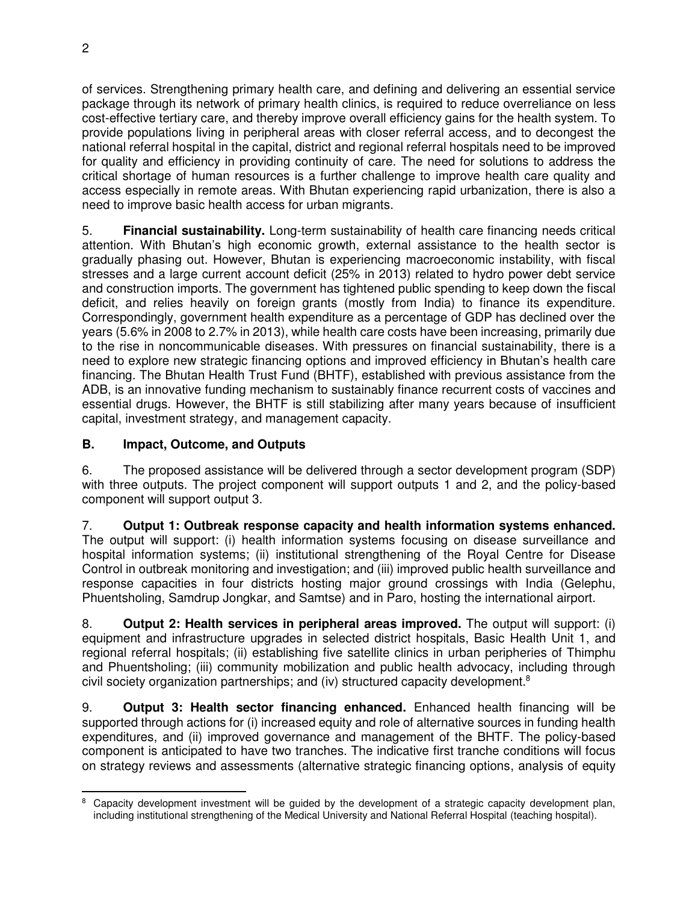of services. Strengthening primary health care, and defining and delivering an essential service package through its network of primary health clinics, is required to reduce overreliance on less cost-effective tertiary care, and thereby improve overall efficiency gains for the health system. To provide populations living in peripheral areas with closer referral access, and to decongest the national referral hospital in the capital, district and regional referral hospitals need to be improved for quality and efficiency in providing continuity of care. The need for solutions to address the critical shortage of human resources is a further challenge to improve health care quality and access especially in remote areas. With Bhutan experiencing rapid urbanization, there is also a need to improve basic health access for urban migrants.

5. **Financial sustainability.** Long-term sustainability of health care financing needs critical attention. With Bhutan's high economic growth, external assistance to the health sector is gradually phasing out. However, Bhutan is experiencing macroeconomic instability, with fiscal stresses and a large current account deficit (25% in 2013) related to hydro power debt service and construction imports. The government has tightened public spending to keep down the fiscal deficit, and relies heavily on foreign grants (mostly from India) to finance its expenditure. Correspondingly, government health expenditure as a percentage of GDP has declined over the years (5.6% in 2008 to 2.7% in 2013), while health care costs have been increasing, primarily due to the rise in noncommunicable diseases. With pressures on financial sustainability, there is a need to explore new strategic financing options and improved efficiency in Bhutan's health care financing. The Bhutan Health Trust Fund (BHTF), established with previous assistance from the ADB, is an innovative funding mechanism to sustainably finance recurrent costs of vaccines and essential drugs. However, the BHTF is still stabilizing after many years because of insufficient capital, investment strategy, and management capacity.

## B. Impact, Outcome, and Outputs

6. The proposed assistance will be delivered through a sector development program (SDP) with three outputs. The project component will support outputs 1 and 2, and the policy-based component will support output 3.

7. **Output 1: Outbreak response capacity and health information systems enhanced.** The output will support: (i) health information systems focusing on disease surveillance and hospital information systems; (ii) institutional strengthening of the Royal Centre for Disease Control in outbreak monitoring and investigation; and (iii) improved public health surveillance and response capacities in four districts hosting major ground crossings with India (Gelephu, Phuentsholing, Samdrup Jongkar, and Samtse) and in Paro, hosting the international airport.

8. **Output 2: Health services in peripheral areas improved.** The output will support: (i) equipment and infrastructure upgrades in selected district hospitals, Basic Health Unit 1, and regional referral hospitals; (ii) establishing five satellite clinics in urban peripheries of Thimphu and Phuentsholing; (iii) community mobilization and public health advocacy, including through civil society organization partnerships; and (iv) structured capacity development.[8]

9. **Output 3: Health sector financing enhanced.** Enhanced health financing will be supported through actions for (i) increased equity and role of alternative sources in funding health expenditures, and (ii) improved governance and management of the BHTF. The policy-based component is anticipated to have two tranches. The indicative first tranche conditions will focus on strategy reviews and assessments (alternative strategic financing options, analysis of equity

---

[8] Capacity development investment will be guided by the development of a strategic capacity development plan, including institutional strengthening of the Medical University and National Referral Hospital (teaching hospital).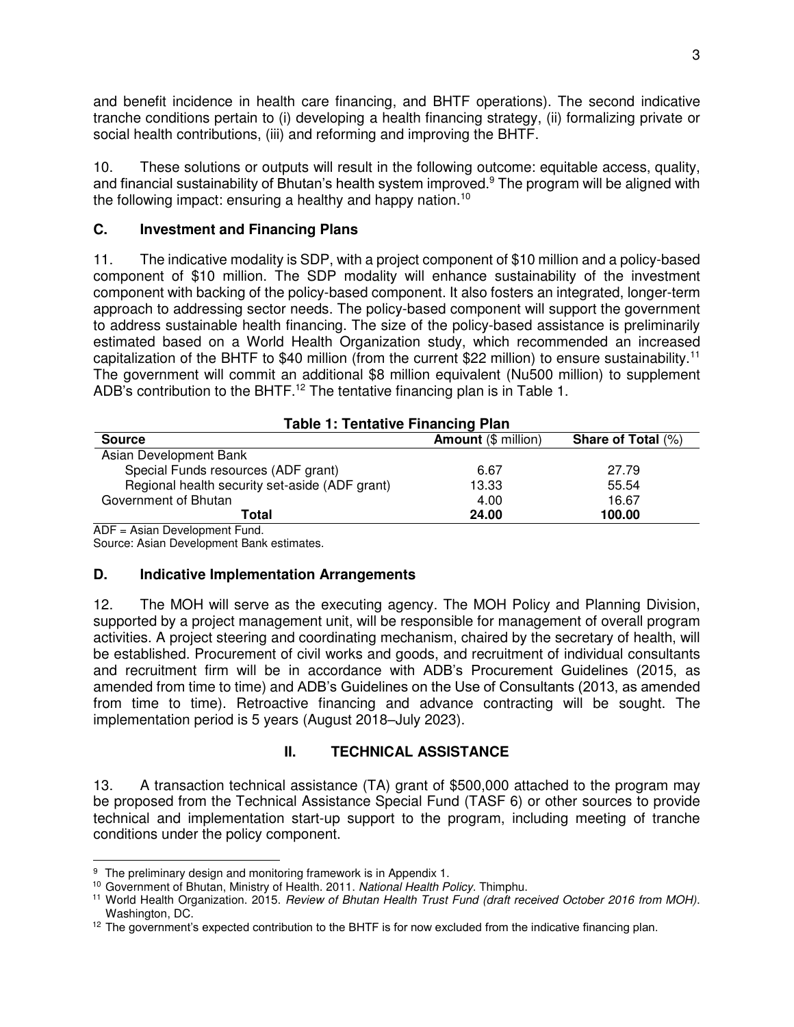and benefit incidence in health care financing, and BHTF operations). The second indicative tranche conditions pertain to (i) developing a health financing strategy, (ii) formalizing private or social health contributions, (iii) and reforming and improving the BHTF.

10. These solutions or outputs will result in the following outcome: equitable access, quality, and financial sustainability of Bhutan's health system improved.[9] The program will be aligned with the following impact: ensuring a healthy and happy nation.[10]

## C. Investment and Financing Plans

11. The indicative modality is SDP, with a project component of $10 million and a policy-based component of $10 million. The SDP modality will enhance sustainability of the investment component with backing of the policy-based component. It also fosters an integrated, longer-term approach to addressing sector needs. The policy-based component will support the government to address sustainable health financing. The size of the policy-based assistance is preliminarily estimated based on a World Health Organization study, which recommended an increased capitalization of the BHTF to $40 million (from the current $22 million) to ensure sustainability.[11] The government will commit an additional $8 million equivalent (Nu500 million) to supplement ADB's contribution to the BHTF.[12] The tentative financing plan is in Table 1.

**Table 1: Tentative Financing Plan**

| Source | Amount ($ million) | Share of Total (%) |
|---|---|---|
| Asian Development Bank | | |
| Special Funds resources (ADF grant) | 6.67 | 27.79 |
| Regional health security set-aside (ADF grant) | 13.33 | 55.54 |
| Government of Bhutan | 4.00 | 16.67 |
| **Total** | **24.00** | **100.00** |

ADF = Asian Development Fund.
Source: Asian Development Bank estimates.

## D. Indicative Implementation Arrangements

12. The MOH will serve as the executing agency. The MOH Policy and Planning Division, supported by a project management unit, will be responsible for management of overall program activities. A project steering and coordinating mechanism, chaired by the secretary of health, will be established. Procurement of civil works and goods, and recruitment of individual consultants and recruitment firm will be in accordance with ADB's Procurement Guidelines (2015, as amended from time to time) and ADB's Guidelines on the Use of Consultants (2013, as amended from time to time). Retroactive financing and advance contracting will be sought. The implementation period is 5 years (August 2018–July 2023).

# II. TECHNICAL ASSISTANCE

13. A transaction technical assistance (TA) grant of $500,000 attached to the program may be proposed from the Technical Assistance Special Fund (TASF 6) or other sources to provide technical and implementation start-up support to the program, including meeting of tranche conditions under the policy component.

---

[9] The preliminary design and monitoring framework is in Appendix 1.

[10] Government of Bhutan, Ministry of Health. 2011. *National Health Policy*. Thimphu.

[11] World Health Organization. 2015. *Review of Bhutan Health Trust Fund (draft received October 2016 from MOH)*. Washington, DC.

[12] The government's expected contribution to the BHTF is for now excluded from the indicative financing plan.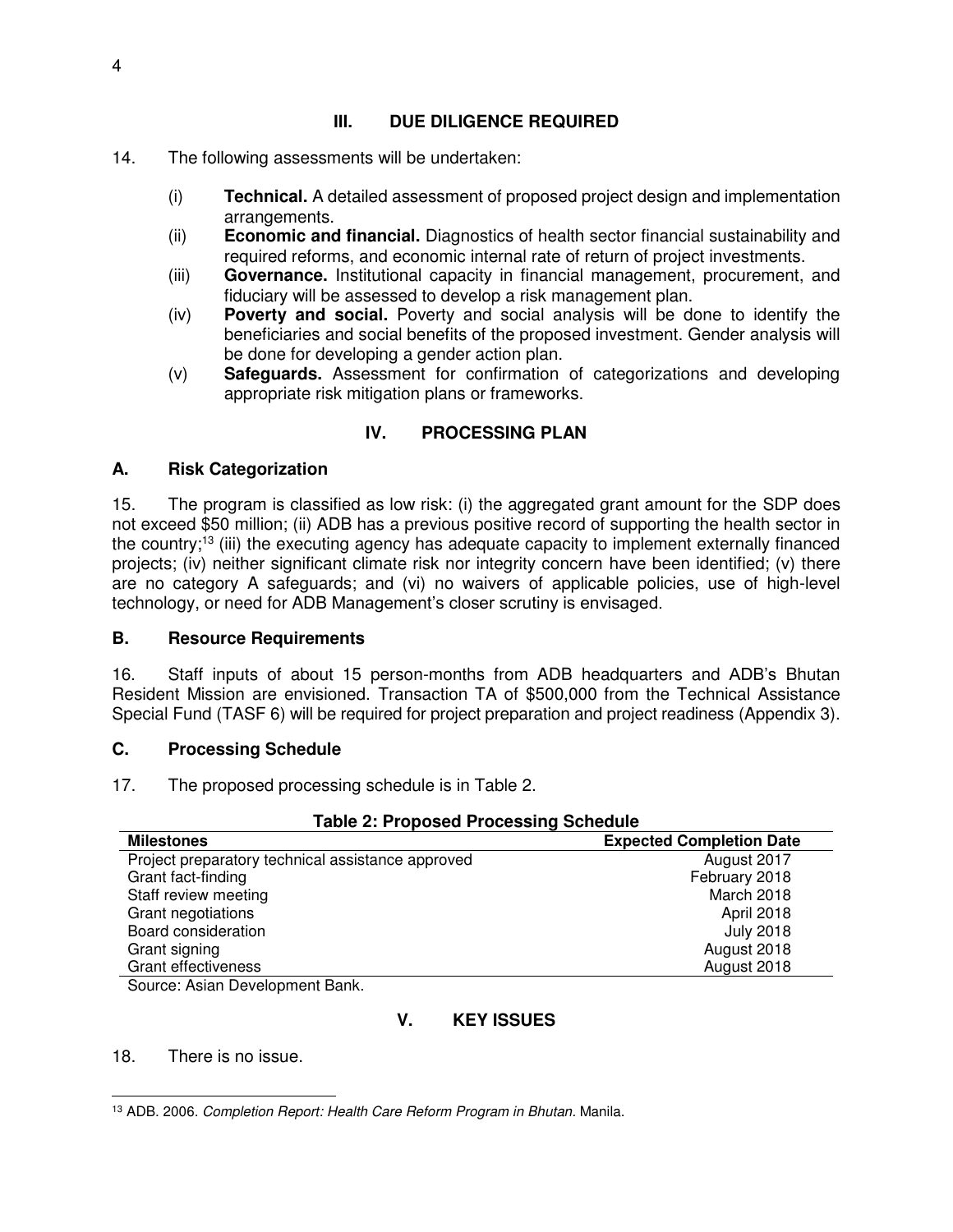## III. DUE DILIGENCE REQUIRED

14. The following assessments will be undertaken:

(i) **Technical.** A detailed assessment of proposed project design and implementation arrangements.
(ii) **Economic and financial.** Diagnostics of health sector financial sustainability and required reforms, and economic internal rate of return of project investments.
(iii) **Governance.** Institutional capacity in financial management, procurement, and fiduciary will be assessed to develop a risk management plan.
(iv) **Poverty and social.** Poverty and social analysis will be done to identify the beneficiaries and social benefits of the proposed investment. Gender analysis will be done for developing a gender action plan.
(v) **Safeguards.** Assessment for confirmation of categorizations and developing appropriate risk mitigation plans or frameworks.

## IV. PROCESSING PLAN

### A. Risk Categorization

15. The program is classified as low risk: (i) the aggregated grant amount for the SDP does not exceed $50 million; (ii) ADB has a previous positive record of supporting the health sector in the country;[13] (iii) the executing agency has adequate capacity to implement externally financed projects; (iv) neither significant climate risk nor integrity concern have been identified; (v) there are no category A safeguards; and (vi) no waivers of applicable policies, use of high-level technology, or need for ADB Management's closer scrutiny is envisaged.

### B. Resource Requirements

16. Staff inputs of about 15 person-months from ADB headquarters and ADB's Bhutan Resident Mission are envisioned. Transaction TA of $500,000 from the Technical Assistance Special Fund (TASF 6) will be required for project preparation and project readiness (Appendix 3).

### C. Processing Schedule

17. The proposed processing schedule is in Table 2.

**Table 2: Proposed Processing Schedule**

| Milestones | Expected Completion Date |
|---|---|
| Project preparatory technical assistance approved | August 2017 |
| Grant fact-finding | February 2018 |
| Staff review meeting | March 2018 |
| Grant negotiations | April 2018 |
| Board consideration | July 2018 |
| Grant signing | August 2018 |
| Grant effectiveness | August 2018 |

Source: Asian Development Bank.

## V. KEY ISSUES

18. There is no issue.

[13] ADB. 2006. *Completion Report: Health Care Reform Program in Bhutan*. Manila.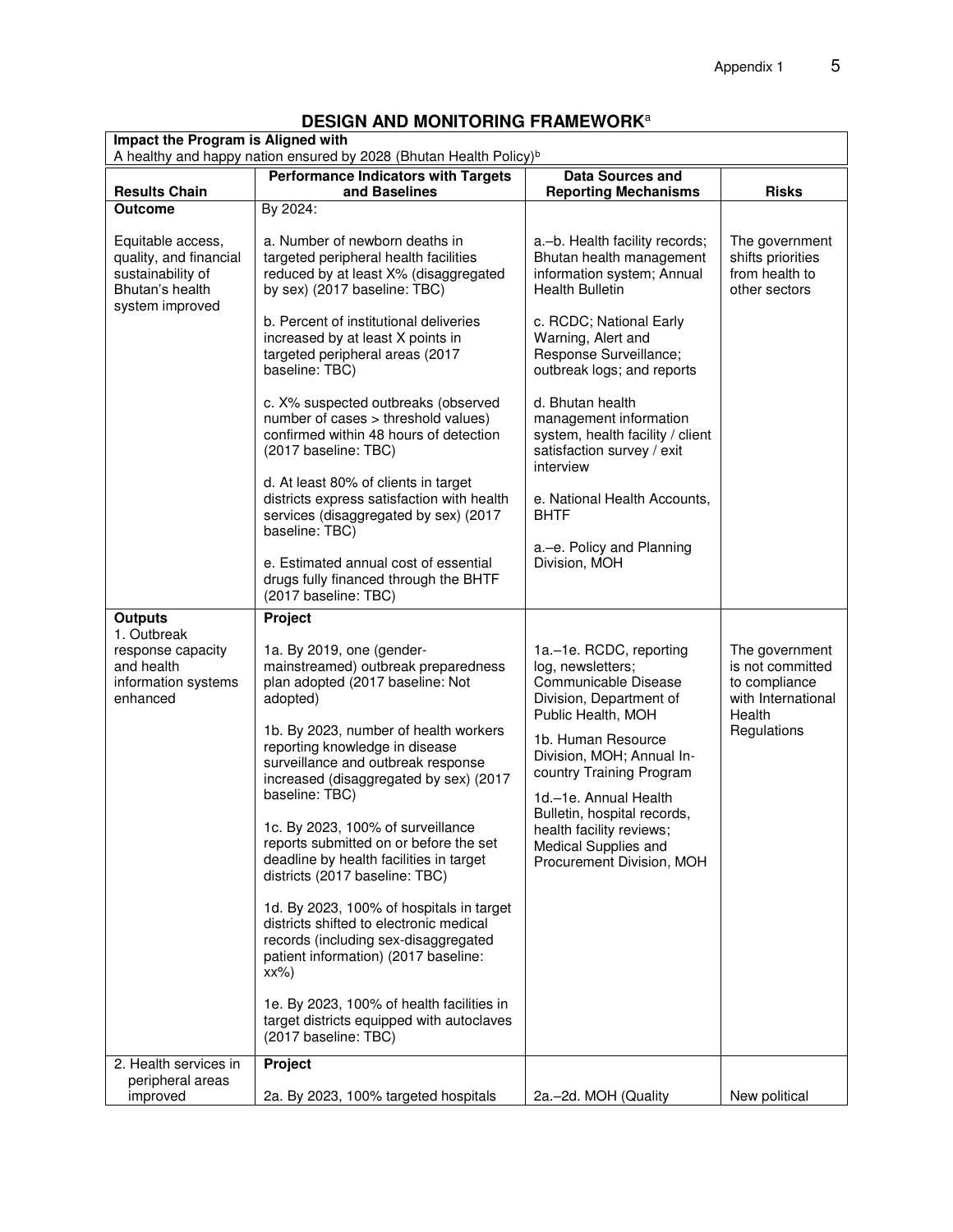## DESIGN AND MONITORING FRAMEWORK[a]

| Results Chain | Performance Indicators with Targets and Baselines | Data Sources and Reporting Mechanisms | Risks |
|---|---|---|---|
| **Impact the Program is Aligned with**<br>A healthy and happy nation ensured by 2028 (Bhutan Health Policy)[b] | | | |
| **Outcome**<br><br>Equitable access, quality, and financial sustainability of Bhutan's health system improved | By 2024:<br><br>a. Number of newborn deaths in targeted peripheral health facilities reduced by at least X% (disaggregated by sex) (2017 baseline: TBC)<br><br>b. Percent of institutional deliveries increased by at least X points in targeted peripheral areas (2017 baseline: TBC)<br><br>c. X% suspected outbreaks (observed number of cases > threshold values) confirmed within 48 hours of detection (2017 baseline: TBC)<br><br>d. At least 80% of clients in target districts express satisfaction with health services (disaggregated by sex) (2017 baseline: TBC)<br><br>e. Estimated annual cost of essential drugs fully financed through the BHTF (2017 baseline: TBC) | a.–b. Health facility records; Bhutan health management information system; Annual Health Bulletin<br><br>c. RCDC; National Early Warning, Alert and Response Surveillance; outbreak logs; and reports<br><br>d. Bhutan health management information system, health facility / client satisfaction survey / exit interview<br><br>e. National Health Accounts, BHTF<br><br>a.–e. Policy and Planning Division, MOH | The government shifts priorities from health to other sectors |
| **Outputs**<br>1. Outbreak response capacity and health information systems enhanced | **Project**<br><br>1a. By 2019, one (gender-mainstreamed) outbreak preparedness plan adopted (2017 baseline: Not adopted)<br><br>1b. By 2023, number of health workers reporting knowledge in disease surveillance and outbreak response increased (disaggregated by sex) (2017 baseline: TBC)<br><br>1c. By 2023, 100% of surveillance reports submitted on or before the set deadline by health facilities in target districts (2017 baseline: TBC)<br><br>1d. By 2023, 100% of hospitals in target districts shifted to electronic medical records (including sex-disaggregated patient information) (2017 baseline: xx%)<br><br>1e. By 2023, 100% of health facilities in target districts equipped with autoclaves (2017 baseline: TBC) | 1a.–1e. RCDC, reporting log, newsletters; Communicable Disease Division, Department of Public Health, MOH<br><br>1b. Human Resource Division, MOH; Annual In-country Training Program<br><br>1d.–1e. Annual Health Bulletin, hospital records, health facility reviews; Medical Supplies and Procurement Division, MOH | The government is not committed to compliance with International Health Regulations |
| 2. Health services in peripheral areas improved | **Project**<br><br>2a. By 2023, 100% targeted hospitals | 2a.–2d. MOH (Quality | New political |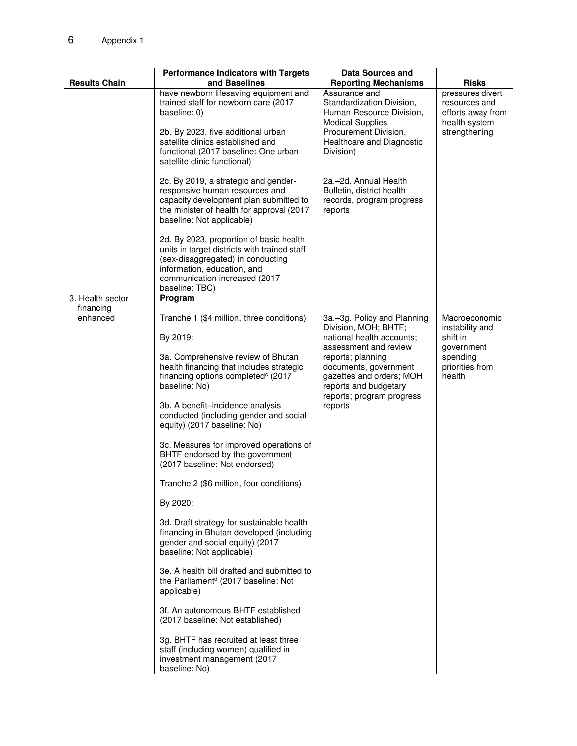| Results Chain | Performance Indicators with Targets and Baselines | Data Sources and Reporting Mechanisms | Risks |
|---|---|---|---|
| | have newborn lifesaving equipment and trained staff for newborn care (2017 baseline: 0)<br><br>2b. By 2023, five additional urban satellite clinics established and functional (2017 baseline: One urban satellite clinic functional)<br><br>2c. By 2019, a strategic and gender-responsive human resources and capacity development plan submitted to the minister of health for approval (2017 baseline: Not applicable)<br><br>2d. By 2023, proportion of basic health units in target districts with trained staff (sex-disaggregated) in conducting information, education, and communication increased (2017 baseline: TBC) | Assurance and Standardization Division, Human Resource Division, Medical Supplies Procurement Division, Healthcare and Diagnostic Division)<br><br>2a.–2d. Annual Health Bulletin, district health records, program progress reports | pressures divert resources and efforts away from health system strengthening |
| 3. Health sector financing enhanced | **Program**<br><br>Tranche 1 ($4 million, three conditions)<br><br>By 2019:<br><br>3a. Comprehensive review of Bhutan health financing that includes strategic financing options completed[c] (2017 baseline: No)<br><br>3b. A benefit–incidence analysis conducted (including gender and social equity) (2017 baseline: No)<br><br>3c. Measures for improved operations of BHTF endorsed by the government (2017 baseline: Not endorsed)<br><br>Tranche 2 ($6 million, four conditions)<br><br>By 2020:<br><br>3d. Draft strategy for sustainable health financing in Bhutan developed (including gender and social equity) (2017 baseline: Not applicable)<br><br>3e. A health bill drafted and submitted to the Parliament[d] (2017 baseline: Not applicable)<br><br>3f. An autonomous BHTF established (2017 baseline: Not established)<br><br>3g. BHTF has recruited at least three staff (including women) qualified in investment management (2017 baseline: No) | 3a.–3g. Policy and Planning Division, MOH; BHTF; national health accounts; assessment and review reports; planning documents, government gazettes and orders; MOH reports and budgetary reports; program progress reports | Macroeconomic instability and shift in government spending priorities from health |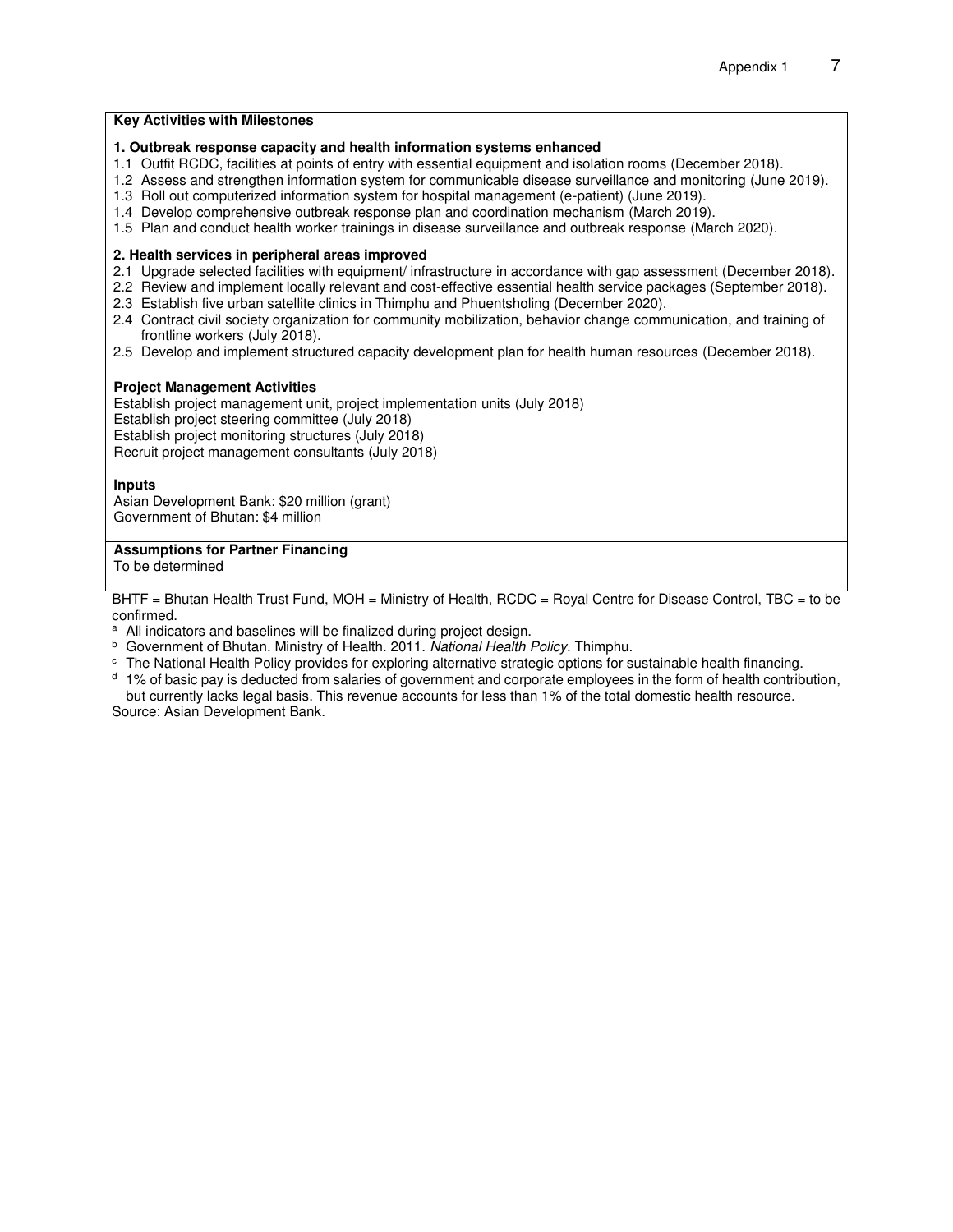**Key Activities with Milestones**

**1. Outbreak response capacity and health information systems enhanced**

1.1 Outfit RCDC, facilities at points of entry with essential equipment and isolation rooms (December 2018).
1.2 Assess and strengthen information system for communicable disease surveillance and monitoring (June 2019).
1.3 Roll out computerized information system for hospital management (e-patient) (June 2019).
1.4 Develop comprehensive outbreak response plan and coordination mechanism (March 2019).
1.5 Plan and conduct health worker trainings in disease surveillance and outbreak response (March 2020).

**2. Health services in peripheral areas improved**

2.1 Upgrade selected facilities with equipment/ infrastructure in accordance with gap assessment (December 2018).
2.2 Review and implement locally relevant and cost-effective essential health service packages (September 2018).
2.3 Establish five urban satellite clinics in Thimphu and Phuentsholing (December 2020).
2.4 Contract civil society organization for community mobilization, behavior change communication, and training of frontline workers (July 2018).
2.5 Develop and implement structured capacity development plan for health human resources (December 2018).

**Project Management Activities**

Establish project management unit, project implementation units (July 2018)
Establish project steering committee (July 2018)
Establish project monitoring structures (July 2018)
Recruit project management consultants (July 2018)

**Inputs**

Asian Development Bank: $20 million (grant)
Government of Bhutan: $4 million

**Assumptions for Partner Financing**

To be determined

BHTF = Bhutan Health Trust Fund, MOH = Ministry of Health, RCDC = Royal Centre for Disease Control, TBC = to be confirmed.

[a] All indicators and baselines will be finalized during project design.

[b] Government of Bhutan. Ministry of Health. 2011. *National Health Policy*. Thimphu.

[c] The National Health Policy provides for exploring alternative strategic options for sustainable health financing.

[d] 1% of basic pay is deducted from salaries of government and corporate employees in the form of health contribution, but currently lacks legal basis. This revenue accounts for less than 1% of the total domestic health resource.

Source: Asian Development Bank.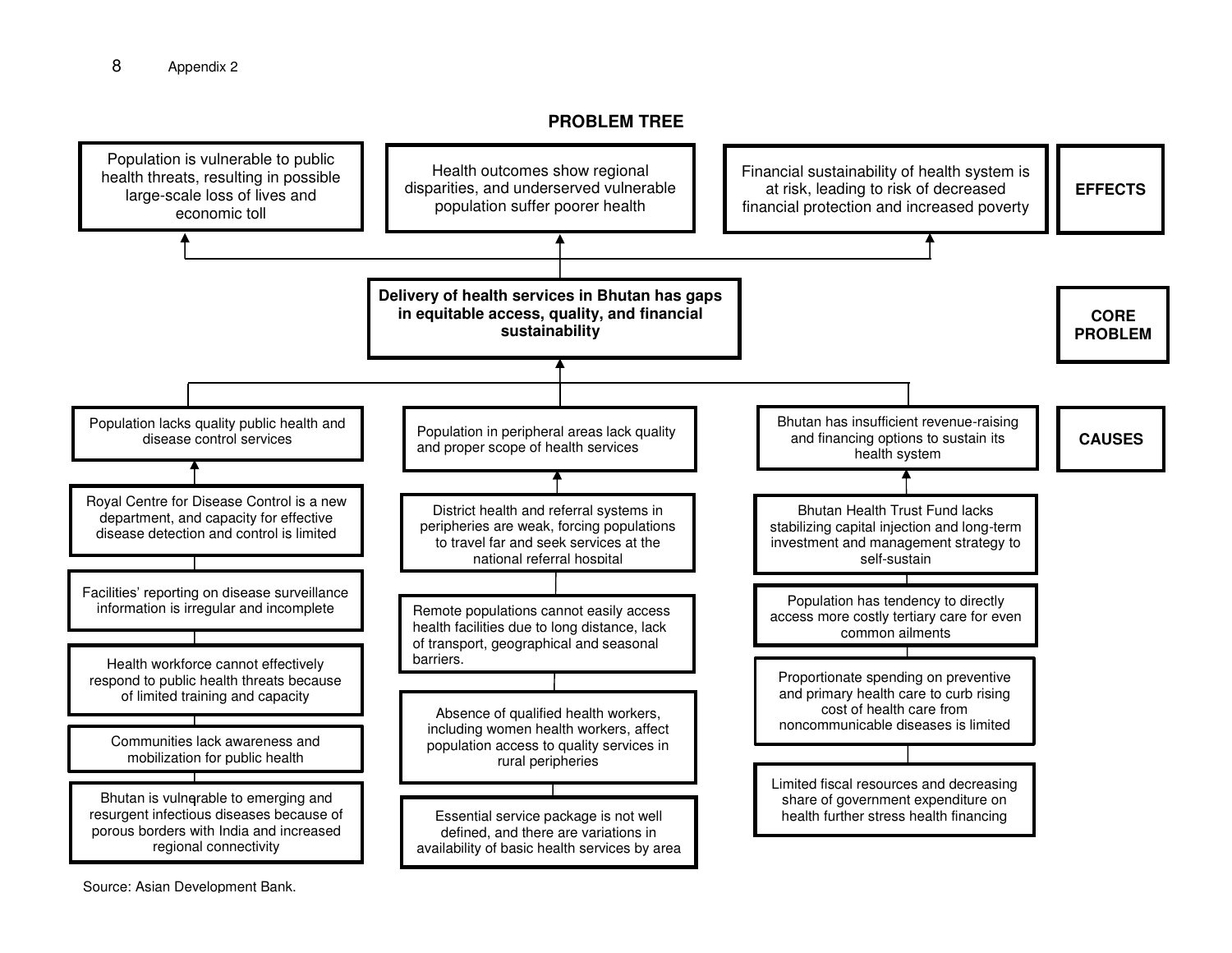## PROBLEM TREE

### EFFECTS

- Population is vulnerable to public health threats, resulting in possible large-scale loss of lives and economic toll
- Health outcomes show regional disparities, and underserved vulnerable population suffer poorer health
- Financial sustainability of health system is at risk, leading to risk of decreased financial protection and increased poverty

### CORE PROBLEM

**Delivery of health services in Bhutan has gaps in equitable access, quality, and financial sustainability**

### CAUSES

**Population lacks quality public health and disease control services**

- Royal Centre for Disease Control is a new department, and capacity for effective disease detection and control is limited
- Facilities' reporting on disease surveillance information is irregular and incomplete
- Health workforce cannot effectively respond to public health threats because of limited training and capacity
- Communities lack awareness and mobilization for public health
- Bhutan is vulnerable to emerging and resurgent infectious diseases because of porous borders with India and increased regional connectivity

**Population in peripheral areas lack quality and proper scope of health services**

- District health and referral systems in peripheries are weak, forcing populations to travel far and seek services at the national referral hospital
- Remote populations cannot easily access health facilities due to long distance, lack of transport, geographical and seasonal barriers.
- Absence of qualified health workers, including women health workers, affect population access to quality services in rural peripheries
- Essential service package is not well defined, and there are variations in availability of basic health services by area

**Bhutan has insufficient revenue-raising and financing options to sustain its health system**

- Bhutan Health Trust Fund lacks stabilizing capital injection and long-term investment and management strategy to self-sustain
- Population has tendency to directly access more costly tertiary care for even common ailments
- Proportionate spending on preventive and primary health care to curb rising cost of health care from noncommunicable diseases is limited
- Limited fiscal resources and decreasing share of government expenditure on health further stress health financing

Source: Asian Development Bank.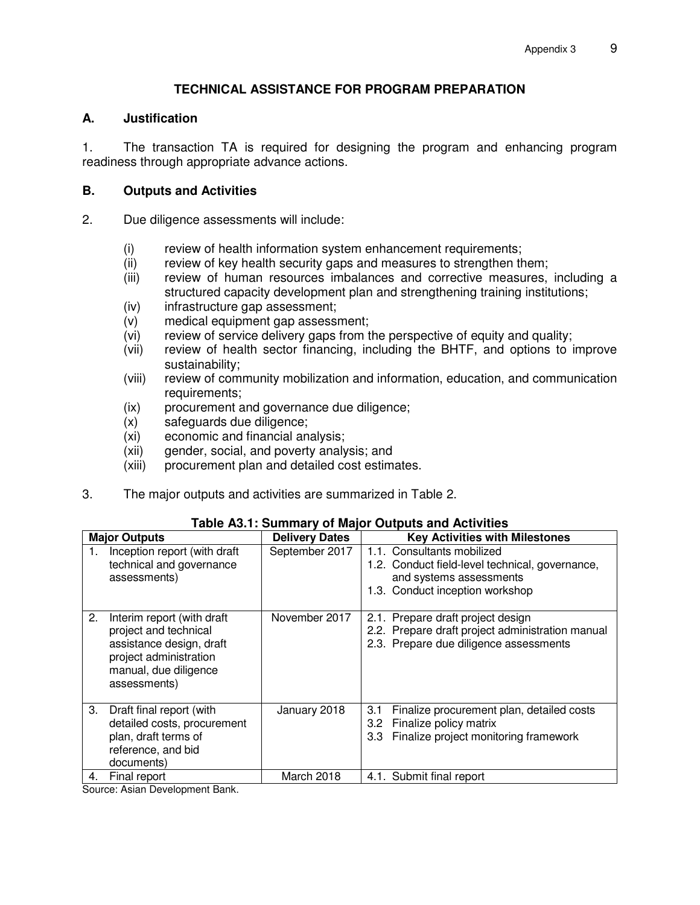## TECHNICAL ASSISTANCE FOR PROGRAM PREPARATION

### A. Justification

1. The transaction TA is required for designing the program and enhancing program readiness through appropriate advance actions.

### B. Outputs and Activities

2. Due diligence assessments will include:

(i) review of health information system enhancement requirements;
(ii) review of key health security gaps and measures to strengthen them;
(iii) review of human resources imbalances and corrective measures, including a structured capacity development plan and strengthening training institutions;
(iv) infrastructure gap assessment;
(v) medical equipment gap assessment;
(vi) review of service delivery gaps from the perspective of equity and quality;
(vii) review of health sector financing, including the BHTF, and options to improve sustainability;
(viii) review of community mobilization and information, education, and communication requirements;
(ix) procurement and governance due diligence;
(x) safeguards due diligence;
(xi) economic and financial analysis;
(xii) gender, social, and poverty analysis; and
(xiii) procurement plan and detailed cost estimates.

3. The major outputs and activities are summarized in Table 2.

**Table A3.1: Summary of Major Outputs and Activities**

| Major Outputs | Delivery Dates | Key Activities with Milestones |
|---|---|---|
| 1. Inception report (with draft technical and governance assessments) | September 2017 | 1.1. Consultants mobilized<br>1.2. Conduct field-level technical, governance, and systems assessments<br>1.3. Conduct inception workshop |
| 2. Interim report (with draft project and technical assistance design, draft project administration manual, due diligence assessments) | November 2017 | 2.1. Prepare draft project design<br>2.2. Prepare draft project administration manual<br>2.3. Prepare due diligence assessments |
| 3. Draft final report (with detailed costs, procurement plan, draft terms of reference, and bid documents) | January 2018 | 3.1 Finalize procurement plan, detailed costs<br>3.2 Finalize policy matrix<br>3.3 Finalize project monitoring framework |
| 4. Final report | March 2018 | 4.1. Submit final report |

Source: Asian Development Bank.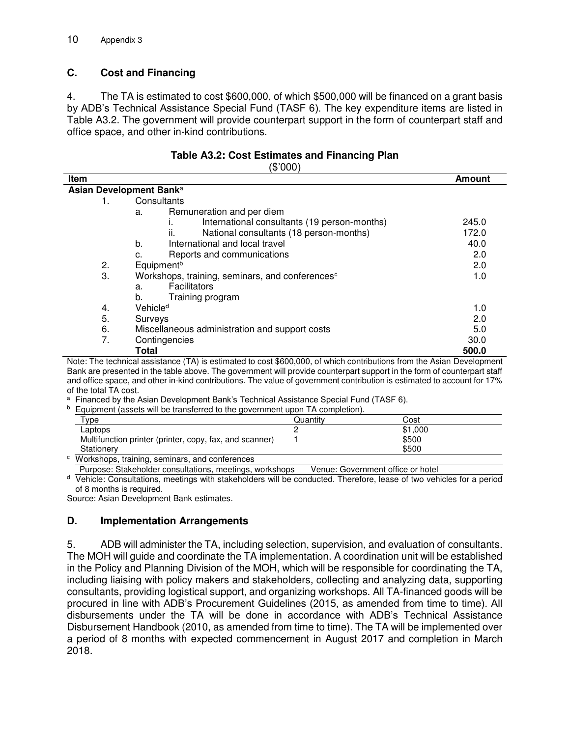## C. Cost and Financing

4. The TA is estimated to cost $600,000, of which $500,000 will be financed on a grant basis by ADB's Technical Assistance Special Fund (TASF 6). The key expenditure items are listed in Table A3.2. The government will provide counterpart support in the form of counterpart staff and office space, and other in-kind contributions.

**Table A3.2: Cost Estimates and Financing Plan**
($'000)

| Item | Amount |
|---|---|
| **Asian Development Bank**[a] | |
| 1. Consultants | |
| a. Remuneration and per diem | |
| i. International consultants (19 person-months) | 245.0 |
| ii. National consultants (18 person-months) | 172.0 |
| b. International and local travel | 40.0 |
| c. Reports and communications | 2.0 |
| 2. Equipment[b] | 2.0 |
| 3. Workshops, training, seminars, and conferences[c] | 1.0 |
| a. Facilitators | |
| b. Training program | |
| 4. Vehicle[d] | 1.0 |
| 5. Surveys | 2.0 |
| 6. Miscellaneous administration and support costs | 5.0 |
| 7. Contingencies | 30.0 |
| **Total** | **500.0** |

Note: The technical assistance (TA) is estimated to cost $600,000, of which contributions from the Asian Development Bank are presented in the table above. The government will provide counterpart support in the form of counterpart staff and office space, and other in-kind contributions. The value of government contribution is estimated to account for 17% of the total TA cost.

[a] Financed by the Asian Development Bank's Technical Assistance Special Fund (TASF 6).

[b] Equipment (assets will be transferred to the government upon TA completion).

| Type | Quantity | Cost |
|---|---|---|
| Laptops | 2 | $1,000 |
| Multifunction printer (printer, copy, fax, and scanner) | 1 | $500 |
| Stationery | | $500 |

[c] Workshops, training, seminars, and conferences

| Purpose: Stakeholder consultations, meetings, workshops | Venue: Government office or hotel |
|---|---|

[d] Vehicle: Consultations, meetings with stakeholders will be conducted. Therefore, lease of two vehicles for a period of 8 months is required.

Source: Asian Development Bank estimates.

## D. Implementation Arrangements

5. ADB will administer the TA, including selection, supervision, and evaluation of consultants. The MOH will guide and coordinate the TA implementation. A coordination unit will be established in the Policy and Planning Division of the MOH, which will be responsible for coordinating the TA, including liaising with policy makers and stakeholders, collecting and analyzing data, supporting consultants, providing logistical support, and organizing workshops. All TA-financed goods will be procured in line with ADB's Procurement Guidelines (2015, as amended from time to time). All disbursements under the TA will be done in accordance with ADB's Technical Assistance Disbursement Handbook (2010, as amended from time to time). The TA will be implemented over a period of 8 months with expected commencement in August 2017 and completion in March 2018.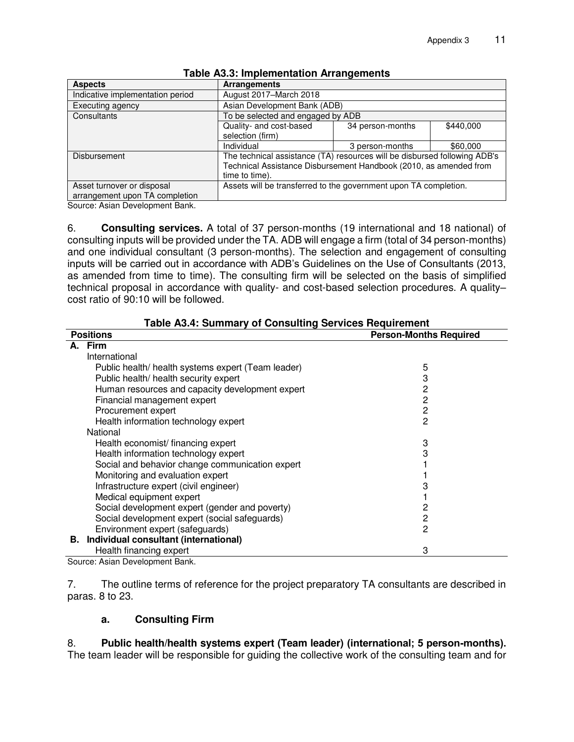**Table A3.3: Implementation Arrangements**

| Aspects | Arrangements | | |
|---|---|---|---|
| Indicative implementation period | August 2017–March 2018 | | |
| Executing agency | Asian Development Bank (ADB) | | |
| Consultants | To be selected and engaged by ADB | | |
| | Quality- and cost-based selection (firm) | 34 person-months | \$440,000 |
| | Individual | 3 person-months | \$60,000 |
| Disbursement | The technical assistance (TA) resources will be disbursed following ADB's Technical Assistance Disbursement Handbook (2010, as amended from time to time). | | |
| Asset turnover or disposal arrangement upon TA completion | Assets will be transferred to the government upon TA completion. | | |

Source: Asian Development Bank.

6. **Consulting services.** A total of 37 person-months (19 international and 18 national) of consulting inputs will be provided under the TA. ADB will engage a firm (total of 34 person-months) and one individual consultant (3 person-months). The selection and engagement of consulting inputs will be carried out in accordance with ADB's Guidelines on the Use of Consultants (2013, as amended from time to time). The consulting firm will be selected on the basis of simplified technical proposal in accordance with quality- and cost-based selection procedures. A quality–cost ratio of 90:10 will be followed.

**Table A3.4: Summary of Consulting Services Requirement**

| Positions | Person-Months Required |
|---|---|
| **A. Firm** | |
| International | |
| Public health/ health systems expert (Team leader) | 5 |
| Public health/ health security expert | 3 |
| Human resources and capacity development expert | 2 |
| Financial management expert | 2 |
| Procurement expert | 2 |
| Health information technology expert | 2 |
| National | |
| Health economist/ financing expert | 3 |
| Health information technology expert | 3 |
| Social and behavior change communication expert | 1 |
| Monitoring and evaluation expert | 1 |
| Infrastructure expert (civil engineer) | 3 |
| Medical equipment expert | 1 |
| Social development expert (gender and poverty) | 2 |
| Social development expert (social safeguards) | 2 |
| Environment expert (safeguards) | 2 |
| **B. Individual consultant (international)** | |
| Health financing expert | 3 |

Source: Asian Development Bank.

7. The outline terms of reference for the project preparatory TA consultants are described in paras. 8 to 23.

### a. Consulting Firm

8. **Public health/health systems expert (Team leader) (international; 5 person-months).** The team leader will be responsible for guiding the collective work of the consulting team and for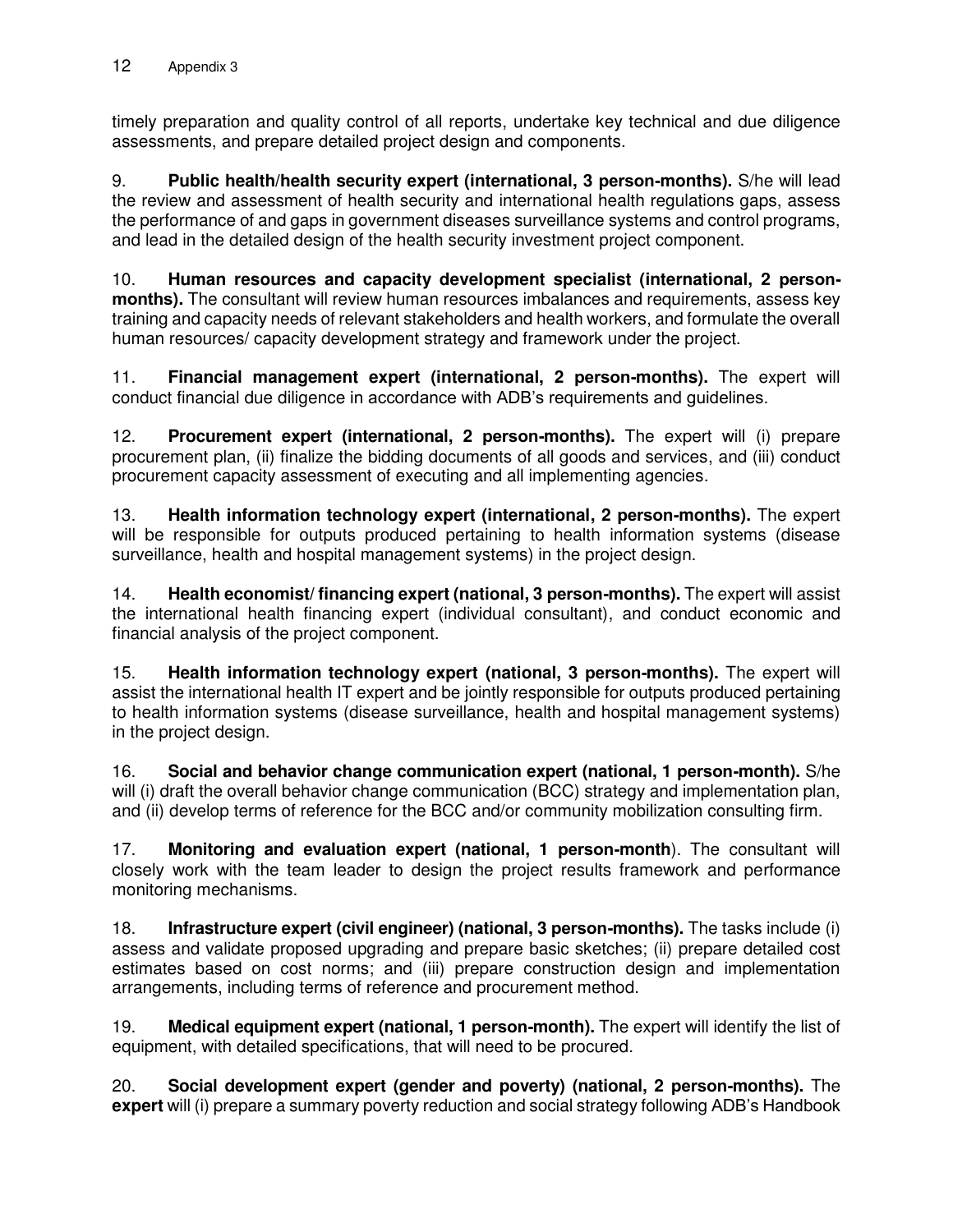timely preparation and quality control of all reports, undertake key technical and due diligence assessments, and prepare detailed project design and components.

9. **Public health/health security expert (international, 3 person-months).** S/he will lead the review and assessment of health security and international health regulations gaps, assess the performance of and gaps in government diseases surveillance systems and control programs, and lead in the detailed design of the health security investment project component.

10. **Human resources and capacity development specialist (international, 2 person-months).** The consultant will review human resources imbalances and requirements, assess key training and capacity needs of relevant stakeholders and health workers, and formulate the overall human resources/ capacity development strategy and framework under the project.

11. **Financial management expert (international, 2 person-months).** The expert will conduct financial due diligence in accordance with ADB's requirements and guidelines.

12. **Procurement expert (international, 2 person-months).** The expert will (i) prepare procurement plan, (ii) finalize the bidding documents of all goods and services, and (iii) conduct procurement capacity assessment of executing and all implementing agencies.

13. **Health information technology expert (international, 2 person-months).** The expert will be responsible for outputs produced pertaining to health information systems (disease surveillance, health and hospital management systems) in the project design.

14. **Health economist/ financing expert (national, 3 person-months).** The expert will assist the international health financing expert (individual consultant), and conduct economic and financial analysis of the project component.

15. **Health information technology expert (national, 3 person-months).** The expert will assist the international health IT expert and be jointly responsible for outputs produced pertaining to health information systems (disease surveillance, health and hospital management systems) in the project design.

16. **Social and behavior change communication expert (national, 1 person-month).** S/he will (i) draft the overall behavior change communication (BCC) strategy and implementation plan, and (ii) develop terms of reference for the BCC and/or community mobilization consulting firm.

17. **Monitoring and evaluation expert (national, 1 person-month**). The consultant will closely work with the team leader to design the project results framework and performance monitoring mechanisms.

18. **Infrastructure expert (civil engineer) (national, 3 person-months).** The tasks include (i) assess and validate proposed upgrading and prepare basic sketches; (ii) prepare detailed cost estimates based on cost norms; and (iii) prepare construction design and implementation arrangements, including terms of reference and procurement method.

19. **Medical equipment expert (national, 1 person-month).** The expert will identify the list of equipment, with detailed specifications, that will need to be procured.

20. **Social development expert (gender and poverty) (national, 2 person-months).** The **expert** will (i) prepare a summary poverty reduction and social strategy following ADB's Handbook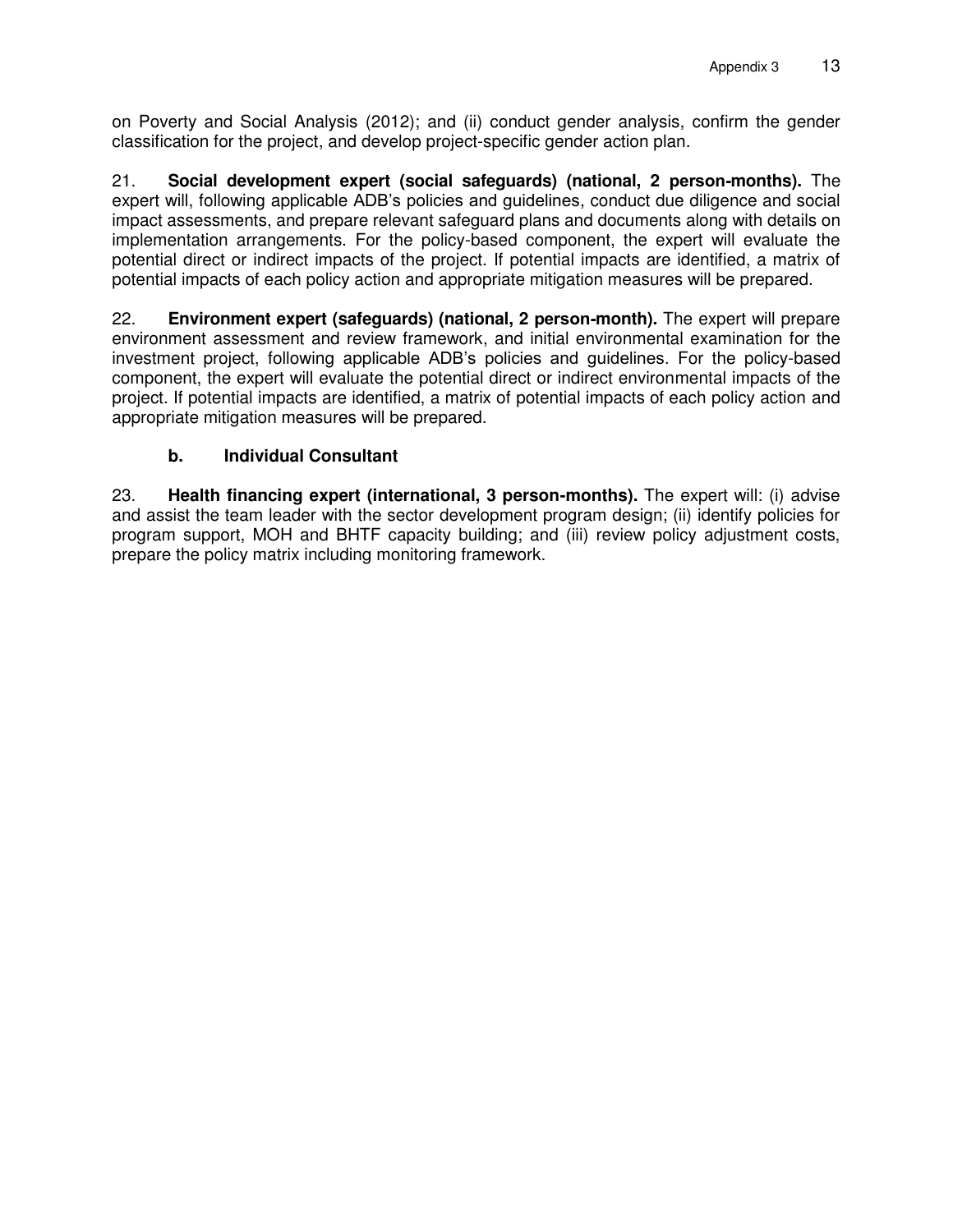on Poverty and Social Analysis (2012); and (ii) conduct gender analysis, confirm the gender classification for the project, and develop project-specific gender action plan.

21. **Social development expert (social safeguards) (national, 2 person-months).** The expert will, following applicable ADB's policies and guidelines, conduct due diligence and social impact assessments, and prepare relevant safeguard plans and documents along with details on implementation arrangements. For the policy-based component, the expert will evaluate the potential direct or indirect impacts of the project. If potential impacts are identified, a matrix of potential impacts of each policy action and appropriate mitigation measures will be prepared.

22. **Environment expert (safeguards) (national, 2 person-month).** The expert will prepare environment assessment and review framework, and initial environmental examination for the investment project, following applicable ADB's policies and guidelines. For the policy-based component, the expert will evaluate the potential direct or indirect environmental impacts of the project. If potential impacts are identified, a matrix of potential impacts of each policy action and appropriate mitigation measures will be prepared.

### b. Individual Consultant

23. **Health financing expert (international, 3 person-months).** The expert will: (i) advise and assist the team leader with the sector development program design; (ii) identify policies for program support, MOH and BHTF capacity building; and (iii) review policy adjustment costs, prepare the policy matrix including monitoring framework.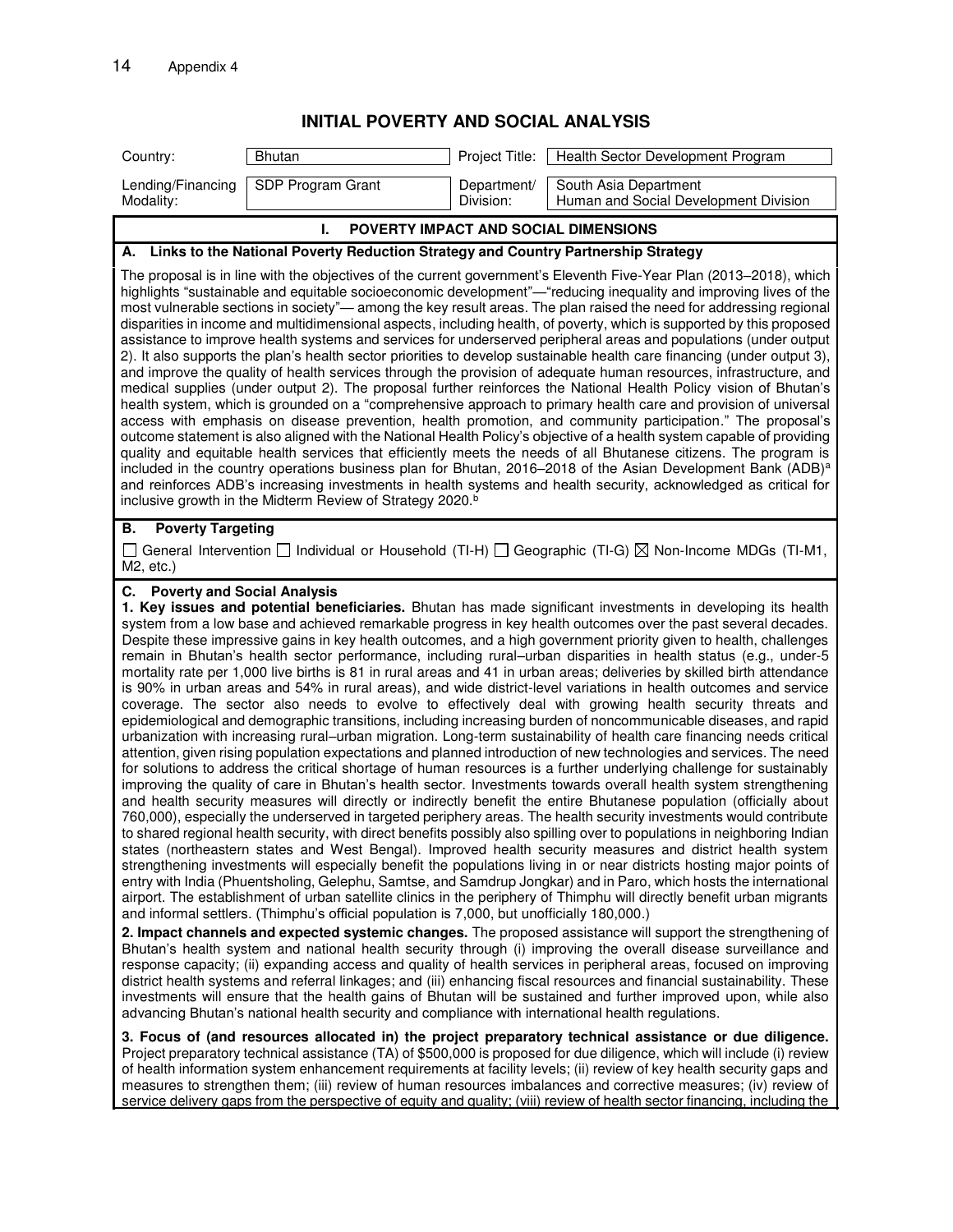# INITIAL POVERTY AND SOCIAL ANALYSIS

| Country: | Bhutan | Project Title: | Health Sector Development Program |
|---|---|---|---|
| Lending/Financing Modality: | SDP Program Grant | Department/ Division: | South Asia Department Human and Social Development Division |

## I. POVERTY IMPACT AND SOCIAL DIMENSIONS

### A. Links to the National Poverty Reduction Strategy and Country Partnership Strategy

The proposal is in line with the objectives of the current government's Eleventh Five-Year Plan (2013–2018), which highlights "sustainable and equitable socioeconomic development"—"reducing inequality and improving lives of the most vulnerable sections in society"— among the key result areas. The plan raised the need for addressing regional disparities in income and multidimensional aspects, including health, of poverty, which is supported by this proposed assistance to improve health systems and services for underserved peripheral areas and populations (under output 2). It also supports the plan's health sector priorities to develop sustainable health care financing (under output 3), and improve the quality of health services through the provision of adequate human resources, infrastructure, and medical supplies (under output 2). The proposal further reinforces the National Health Policy vision of Bhutan's health system, which is grounded on a "comprehensive approach to primary health care and provision of universal access with emphasis on disease prevention, health promotion, and community participation." The proposal's outcome statement is also aligned with the National Health Policy's objective of a health system capable of providing quality and equitable health services that efficiently meets the needs of all Bhutanese citizens. The program is included in the country operations business plan for Bhutan, 2016–2018 of the Asian Development Bank (ADB)[a] and reinforces ADB's increasing investments in health systems and health security, acknowledged as critical for inclusive growth in the Midterm Review of Strategy 2020.[b]

### B. Poverty Targeting

☐ General Intervention ☐ Individual or Household (TI-H) ☐ Geographic (TI-G) ☒ Non-Income MDGs (TI-M1, M2, etc.)

### C. Poverty and Social Analysis

**1. Key issues and potential beneficiaries.** Bhutan has made significant investments in developing its health system from a low base and achieved remarkable progress in key health outcomes over the past several decades. Despite these impressive gains in key health outcomes, and a high government priority given to health, challenges remain in Bhutan's health sector performance, including rural–urban disparities in health status (e.g., under-5 mortality rate per 1,000 live births is 81 in rural areas and 41 in urban areas; deliveries by skilled birth attendance is 90% in urban areas and 54% in rural areas), and wide district-level variations in health outcomes and service coverage. The sector also needs to evolve to effectively deal with growing health security threats and epidemiological and demographic transitions, including increasing burden of noncommunicable diseases, and rapid urbanization with increasing rural–urban migration. Long-term sustainability of health care financing needs critical attention, given rising population expectations and planned introduction of new technologies and services. The need for solutions to address the critical shortage of human resources is a further underlying challenge for sustainably improving the quality of care in Bhutan's health sector. Investments towards overall health system strengthening and health security measures will directly or indirectly benefit the entire Bhutanese population (officially about 760,000), especially the underserved in targeted periphery areas. The health security investments would contribute to shared regional health security, with direct benefits possibly also spilling over to populations in neighboring Indian states (northeastern states and West Bengal). Improved health security measures and district health system strengthening investments will especially benefit the populations living in or near districts hosting major points of entry with India (Phuentsholing, Gelephu, Samtse, and Samdrup Jongkar) and in Paro, which hosts the international airport. The establishment of urban satellite clinics in the periphery of Thimphu will directly benefit urban migrants and informal settlers. (Thimphu's official population is 7,000, but unofficially 180,000.)

**2. Impact channels and expected systemic changes.** The proposed assistance will support the strengthening of Bhutan's health system and national health security through (i) improving the overall disease surveillance and response capacity; (ii) expanding access and quality of health services in peripheral areas, focused on improving district health systems and referral linkages; and (iii) enhancing fiscal resources and financial sustainability. These investments will ensure that the health gains of Bhutan will be sustained and further improved upon, while also advancing Bhutan's national health security and compliance with international health regulations.

**3. Focus of (and resources allocated in) the project preparatory technical assistance or due diligence.** Project preparatory technical assistance (TA) of $500,000 is proposed for due diligence, which will include (i) review of health information system enhancement requirements at facility levels; (ii) review of key health security gaps and measures to strengthen them; (iii) review of human resources imbalances and corrective measures; (iv) review of service delivery gaps from the perspective of equity and quality; (viii) review of health sector financing, including the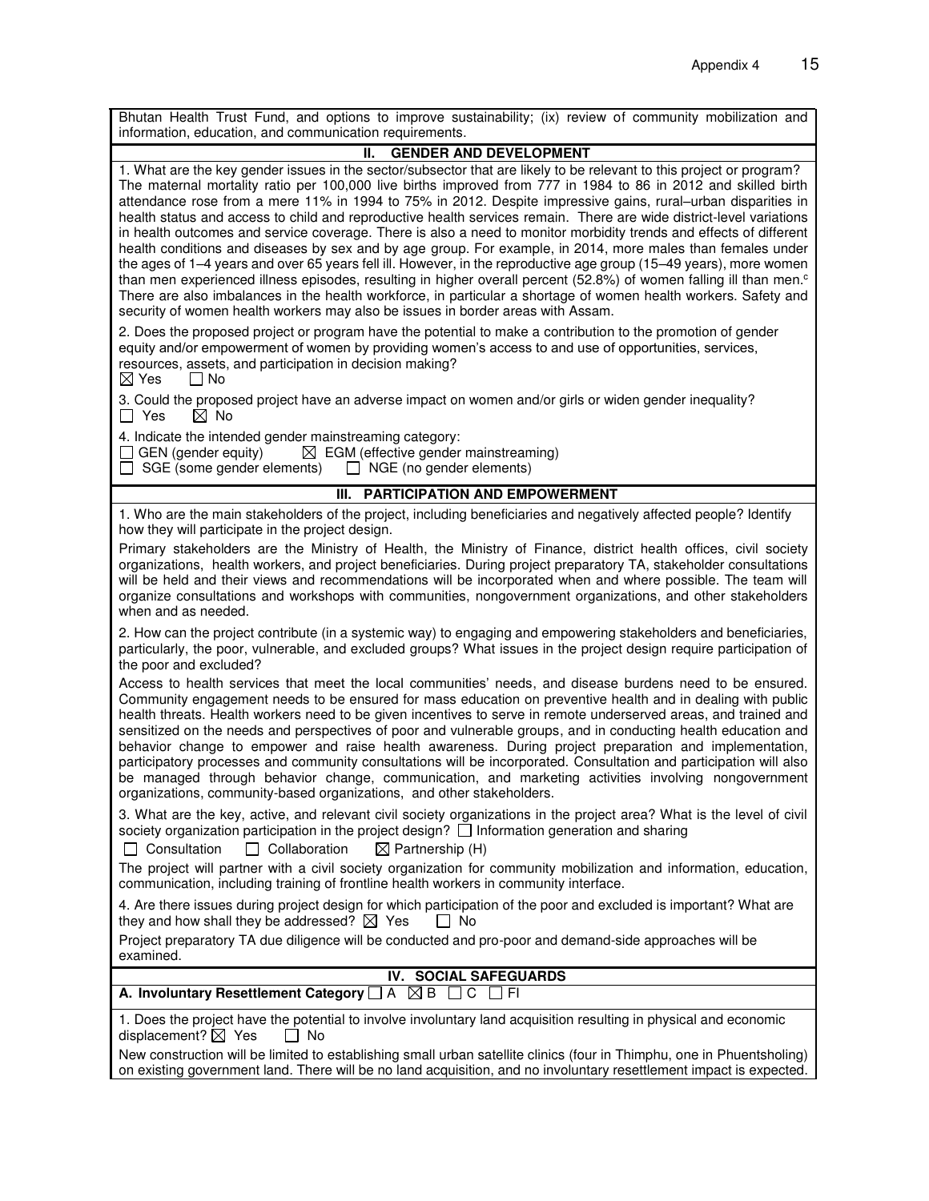Bhutan Health Trust Fund, and options to improve sustainability; (ix) review of community mobilization and information, education, and communication requirements.

## II. GENDER AND DEVELOPMENT

1. What are the key gender issues in the sector/subsector that are likely to be relevant to this project or program?

The maternal mortality ratio per 100,000 live births improved from 777 in 1984 to 86 in 2012 and skilled birth attendance rose from a mere 11% in 1994 to 75% in 2012. Despite impressive gains, rural–urban disparities in health status and access to child and reproductive health services remain. There are wide district-level variations in health outcomes and service coverage. There is also a need to monitor morbidity trends and effects of different health conditions and diseases by sex and by age group. For example, in 2014, more males than females under the ages of 1–4 years and over 65 years fell ill. However, in the reproductive age group (15–49 years), more women than men experienced illness episodes, resulting in higher overall percent (52.8%) of women falling ill than men.[c] There are also imbalances in the health workforce, in particular a shortage of women health workers. Safety and security of women health workers may also be issues in border areas with Assam.

2. Does the proposed project or program have the potential to make a contribution to the promotion of gender equity and/or empowerment of women by providing women's access to and use of opportunities, services, resources, assets, and participation in decision making?

☒ Yes ☐ No

3. Could the proposed project have an adverse impact on women and/or girls or widen gender inequality?

☐ Yes ☒ No

4. Indicate the intended gender mainstreaming category:

☐ GEN (gender equity) ☒ EGM (effective gender mainstreaming)
☐ SGE (some gender elements) ☐ NGE (no gender elements)

## III. PARTICIPATION AND EMPOWERMENT

1. Who are the main stakeholders of the project, including beneficiaries and negatively affected people? Identify how they will participate in the project design.

Primary stakeholders are the Ministry of Health, the Ministry of Finance, district health offices, civil society organizations, health workers, and project beneficiaries. During project preparatory TA, stakeholder consultations will be held and their views and recommendations will be incorporated when and where possible. The team will organize consultations and workshops with communities, nongovernment organizations, and other stakeholders when and as needed.

2. How can the project contribute (in a systemic way) to engaging and empowering stakeholders and beneficiaries, particularly, the poor, vulnerable, and excluded groups? What issues in the project design require participation of the poor and excluded?

Access to health services that meet the local communities' needs, and disease burdens need to be ensured. Community engagement needs to be ensured for mass education on preventive health and in dealing with public health threats. Health workers need to be given incentives to serve in remote underserved areas, and trained and sensitized on the needs and perspectives of poor and vulnerable groups, and in conducting health education and behavior change to empower and raise health awareness. During project preparation and implementation, participatory processes and community consultations will be incorporated. Consultation and participation will also be managed through behavior change, communication, and marketing activities involving nongovernment organizations, community-based organizations, and other stakeholders.

3. What are the key, active, and relevant civil society organizations in the project area? What is the level of civil society organization participation in the project design? ☐ Information generation and sharing

☐ Consultation ☐ Collaboration ☒ Partnership (H)

The project will partner with a civil society organization for community mobilization and information, education, communication, including training of frontline health workers in community interface.

4. Are there issues during project design for which participation of the poor and excluded is important? What are they and how shall they be addressed? ☒ Yes ☐ No

Project preparatory TA due diligence will be conducted and pro-poor and demand-side approaches will be examined.

## IV. SOCIAL SAFEGUARDS

**A. Involuntary Resettlement Category** ☐ A ☒ B ☐ C ☐ FI

1. Does the project have the potential to involve involuntary land acquisition resulting in physical and economic displacement? ☒ Yes ☐ No

New construction will be limited to establishing small urban satellite clinics (four in Thimphu, one in Phuentsholing) on existing government land. There will be no land acquisition, and no involuntary resettlement impact is expected.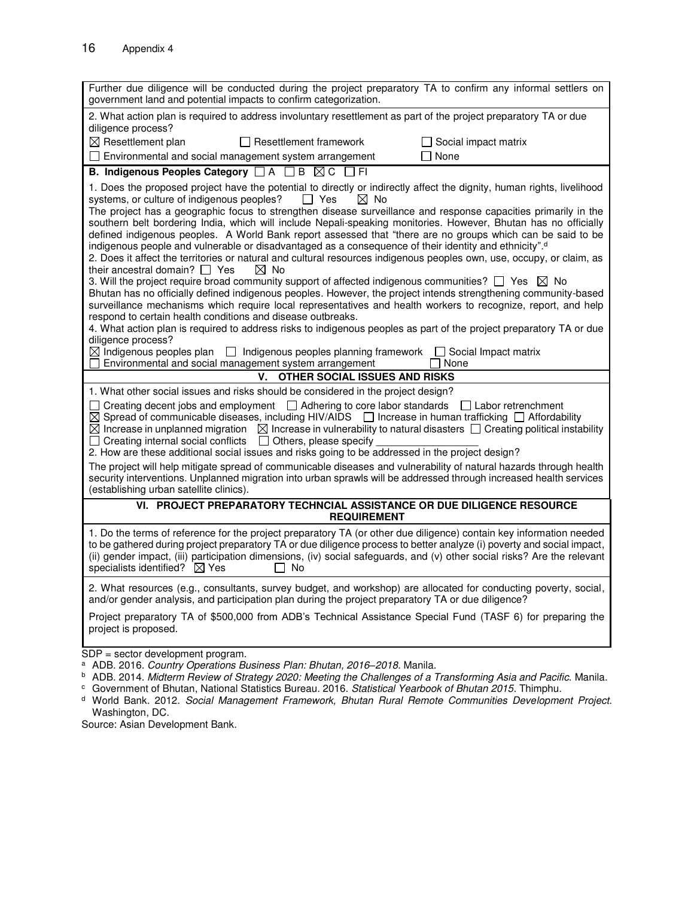Further due diligence will be conducted during the project preparatory TA to confirm any informal settlers on government land and potential impacts to confirm categorization.

2. What action plan is required to address involuntary resettlement as part of the project preparatory TA or due diligence process?

☒ Resettlement plan ☐ Resettlement framework ☐ Social impact matrix
☐ Environmental and social management system arrangement ☐ None

**B. Indigenous Peoples Category** ☐ A ☐ B ☒ C ☐ FI

1. Does the proposed project have the potential to directly or indirectly affect the dignity, human rights, livelihood systems, or culture of indigenous peoples? ☐ Yes ☒ No
The project has a geographic focus to strengthen disease surveillance and response capacities primarily in the southern belt bordering India, which will include Nepali-speaking monitories. However, Bhutan has no officially defined indigenous peoples. A World Bank report assessed that "there are no groups which can be said to be indigenous people and vulnerable or disadvantaged as a consequence of their identity and ethnicity".[d]

2. Does it affect the territories or natural and cultural resources indigenous peoples own, use, occupy, or claim, as their ancestral domain? ☐ Yes ☒ No

3. Will the project require broad community support of affected indigenous communities? ☐ Yes ☒ No
Bhutan has no officially defined indigenous peoples. However, the project intends strengthening community-based surveillance mechanisms which require local representatives and health workers to recognize, report, and help respond to certain health conditions and disease outbreaks.

4. What action plan is required to address risks to indigenous peoples as part of the project preparatory TA or due diligence process?

☒ Indigenous peoples plan ☐ Indigenous peoples planning framework ☐ Social Impact matrix
☐ Environmental and social management system arrangement ☐ None

## V. OTHER SOCIAL ISSUES AND RISKS

1. What other social issues and risks should be considered in the project design?

☐ Creating decent jobs and employment ☐ Adhering to core labor standards ☐ Labor retrenchment
☒ Spread of communicable diseases, including HIV/AIDS ☐ Increase in human trafficking ☐ Affordability
☒ Increase in unplanned migration ☒ Increase in vulnerability to natural disasters ☐ Creating political instability
☐ Creating internal social conflicts ☐ Others, please specify ________________

2. How are these additional social issues and risks going to be addressed in the project design?

The project will help mitigate spread of communicable diseases and vulnerability of natural hazards through health security interventions. Unplanned migration into urban sprawls will be addressed through increased health services (establishing urban satellite clinics).

## VI. PROJECT PREPARATORY TECHNCIAL ASSISTANCE OR DUE DILIGENCE RESOURCE REQUIREMENT

1. Do the terms of reference for the project preparatory TA (or other due diligence) contain key information needed to be gathered during project preparatory TA or due diligence process to better analyze (i) poverty and social impact, (ii) gender impact, (iii) participation dimensions, (iv) social safeguards, and (v) other social risks? Are the relevant specialists identified? ☒ Yes ☐ No

2. What resources (e.g., consultants, survey budget, and workshop) are allocated for conducting poverty, social, and/or gender analysis, and participation plan during the project preparatory TA or due diligence?

Project preparatory TA of $500,000 from ADB's Technical Assistance Special Fund (TASF 6) for preparing the project is proposed.

SDP = sector development program.

[a] ADB. 2016. *Country Operations Business Plan: Bhutan, 2016–2018.* Manila.

[b] ADB. 2014. *Midterm Review of Strategy 2020: Meeting the Challenges of a Transforming Asia and Pacific.* Manila.

[c] Government of Bhutan, National Statistics Bureau. 2016. *Statistical Yearbook of Bhutan 2015.* Thimphu.

[d] World Bank. 2012. *Social Management Framework, Bhutan Rural Remote Communities Development Project.* Washington, DC.

Source: Asian Development Bank.